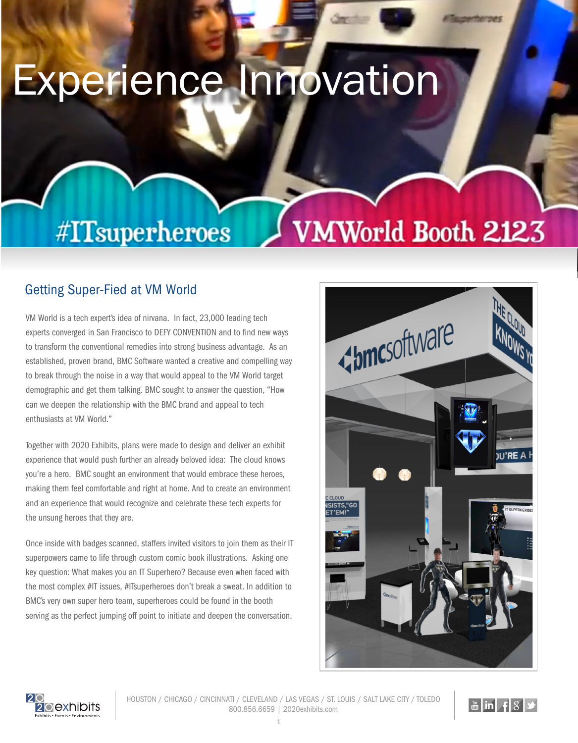# Experience Innovation

#ITsuperheroes VMWorld Booth 2123

## Getting Super-Fied at VM World

VM World is a tech expert's idea of nirvana. In fact, 23,000 leading tech experts converged in San Francisco to DEFY CONVENTION and to find new ways to transform the conventional remedies into strong business advantage. As an established, proven brand, BMC Software wanted a creative and compelling way to break through the noise in a way that would appeal to the VM World target demographic and get them talking. BMC sought to answer the question, "How can we deepen the relationship with the BMC brand and appeal to tech enthusiasts at VM World."

Together with 2020 Exhibits, plans were made to design and deliver an exhibit experience that would push further an already beloved idea: The cloud knows you're a hero. BMC sought an environment that would embrace these heroes, making them feel comfortable and right at home. And to create an environment and an experience that would recognize and celebrate these tech experts for the unsung heroes that they are.

Once inside with badges scanned, staffers invited visitors to join them as their IT superpowers came to life through custom comic book illustrations. Asking one key question: What makes you an IT Superhero? Because even when faced with the most complex #IT issues, #ITsuperheroes don't break a sweat. In addition to BMC's very own super hero team, superheroes could be found in the booth serving as the perfect jumping off point to initiate and deepen the conversation.

2020 exhibits
Exhibits • Events • Environments

HOUSTON / CHICAGO / CINCINNATI / CLEVELAND / LAS VEGAS / ST. LOUIS / SALT LAKE CITY / TOLEDO
800.856.6659 | 2020exhibits.com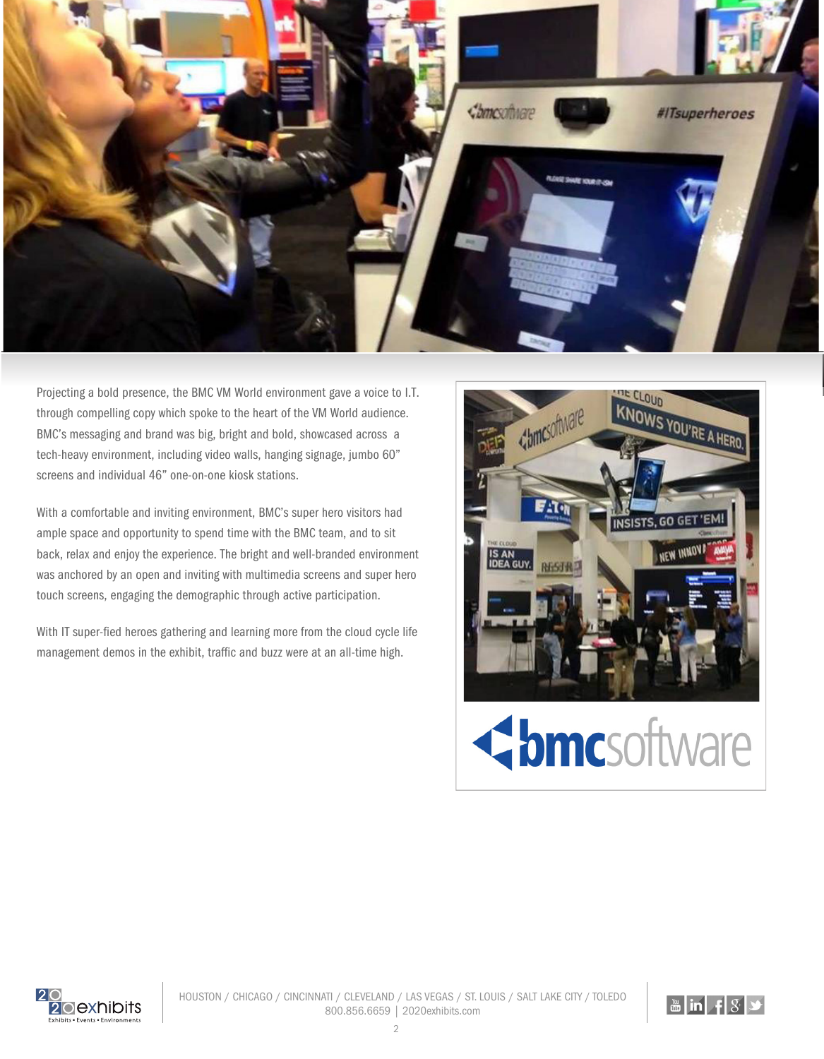Projecting a bold presence, the BMC VM World environment gave a voice to I.T. through compelling copy which spoke to the heart of the VM World audience. BMC's messaging and brand was big, bright and bold, showcased across a tech-heavy environment, including video walls, hanging signage, jumbo 60" screens and individual 46" one-on-one kiosk stations.

With a comfortable and inviting environment, BMC's super hero visitors had ample space and opportunity to spend time with the BMC team, and to sit back, relax and enjoy the experience. The bright and well-branded environment was anchored by an open and inviting with multimedia screens and super hero touch screens, engaging the demographic through active participation.

With IT super-fied heroes gathering and learning more from the cloud cycle life management demos in the exhibit, traffic and buzz were at an all-time high.

HOUSTON / CHICAGO / CINCINNATI / CLEVELAND / LAS VEGAS / ST. LOUIS / SALT LAKE CITY / TOLEDO
800.856.6659 | 2020exhibits.com